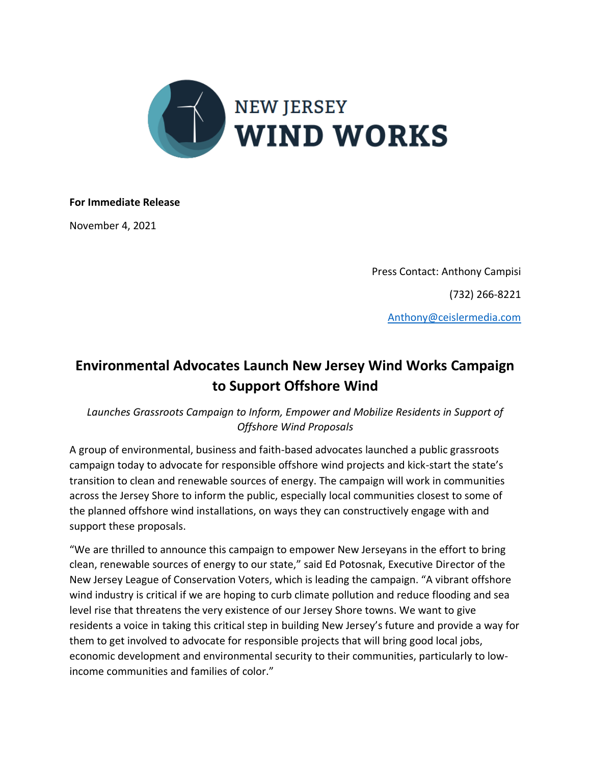NEW JERSEY WIND WORKS

**For Immediate Release**

November 4, 2021

Press Contact: Anthony Campisi

(732) 266-8221

Anthony@ceislermedia.com

# Environmental Advocates Launch New Jersey Wind Works Campaign to Support Offshore Wind

*Launches Grassroots Campaign to Inform, Empower and Mobilize Residents in Support of Offshore Wind Proposals*

A group of environmental, business and faith-based advocates launched a public grassroots campaign today to advocate for responsible offshore wind projects and kick-start the state's transition to clean and renewable sources of energy. The campaign will work in communities across the Jersey Shore to inform the public, especially local communities closest to some of the planned offshore wind installations, on ways they can constructively engage with and support these proposals.

"We are thrilled to announce this campaign to empower New Jerseyans in the effort to bring clean, renewable sources of energy to our state," said Ed Potosnak, Executive Director of the New Jersey League of Conservation Voters, which is leading the campaign. "A vibrant offshore wind industry is critical if we are hoping to curb climate pollution and reduce flooding and sea level rise that threatens the very existence of our Jersey Shore towns. We want to give residents a voice in taking this critical step in building New Jersey's future and provide a way for them to get involved to advocate for responsible projects that will bring good local jobs, economic development and environmental security to their communities, particularly to low-income communities and families of color."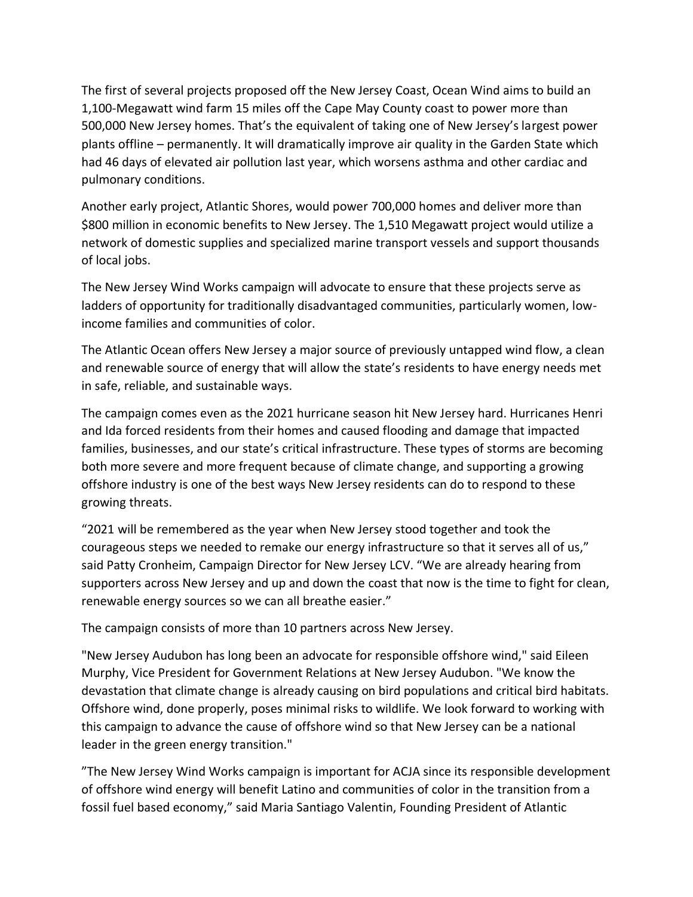The first of several projects proposed off the New Jersey Coast, Ocean Wind aims to build an 1,100-Megawatt wind farm 15 miles off the Cape May County coast to power more than 500,000 New Jersey homes. That's the equivalent of taking one of New Jersey's largest power plants offline – permanently. It will dramatically improve air quality in the Garden State which had 46 days of elevated air pollution last year, which worsens asthma and other cardiac and pulmonary conditions.

Another early project, Atlantic Shores, would power 700,000 homes and deliver more than $800 million in economic benefits to New Jersey. The 1,510 Megawatt project would utilize a network of domestic supplies and specialized marine transport vessels and support thousands of local jobs.

The New Jersey Wind Works campaign will advocate to ensure that these projects serve as ladders of opportunity for traditionally disadvantaged communities, particularly women, low-income families and communities of color.

The Atlantic Ocean offers New Jersey a major source of previously untapped wind flow, a clean and renewable source of energy that will allow the state's residents to have energy needs met in safe, reliable, and sustainable ways.

The campaign comes even as the 2021 hurricane season hit New Jersey hard. Hurricanes Henri and Ida forced residents from their homes and caused flooding and damage that impacted families, businesses, and our state's critical infrastructure. These types of storms are becoming both more severe and more frequent because of climate change, and supporting a growing offshore industry is one of the best ways New Jersey residents can do to respond to these growing threats.

"2021 will be remembered as the year when New Jersey stood together and took the courageous steps we needed to remake our energy infrastructure so that it serves all of us," said Patty Cronheim, Campaign Director for New Jersey LCV. "We are already hearing from supporters across New Jersey and up and down the coast that now is the time to fight for clean, renewable energy sources so we can all breathe easier."

The campaign consists of more than 10 partners across New Jersey.

"New Jersey Audubon has long been an advocate for responsible offshore wind," said Eileen Murphy, Vice President for Government Relations at New Jersey Audubon. "We know the devastation that climate change is already causing on bird populations and critical bird habitats. Offshore wind, done properly, poses minimal risks to wildlife. We look forward to working with this campaign to advance the cause of offshore wind so that New Jersey can be a national leader in the green energy transition."

"The New Jersey Wind Works campaign is important for ACJA since its responsible development of offshore wind energy will benefit Latino and communities of color in the transition from a fossil fuel based economy," said Maria Santiago Valentin, Founding President of Atlantic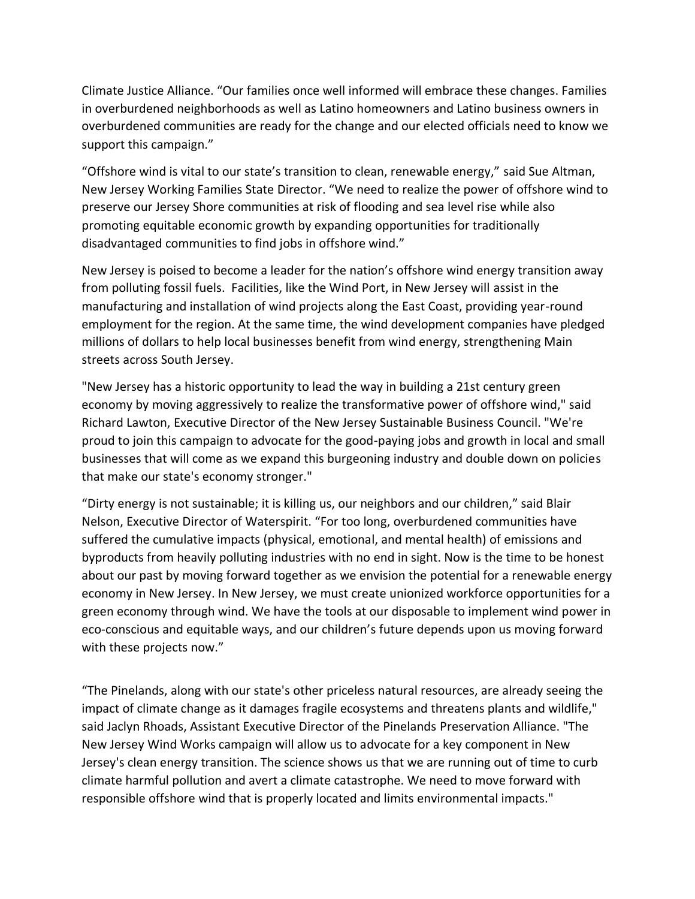Climate Justice Alliance. “Our families once well informed will embrace these changes. Families in overburdened neighborhoods as well as Latino homeowners and Latino business owners in overburdened communities are ready for the change and our elected officials need to know we support this campaign.”

“Offshore wind is vital to our state’s transition to clean, renewable energy,” said Sue Altman, New Jersey Working Families State Director. “We need to realize the power of offshore wind to preserve our Jersey Shore communities at risk of flooding and sea level rise while also promoting equitable economic growth by expanding opportunities for traditionally disadvantaged communities to find jobs in offshore wind.”

New Jersey is poised to become a leader for the nation’s offshore wind energy transition away from polluting fossil fuels. Facilities, like the Wind Port, in New Jersey will assist in the manufacturing and installation of wind projects along the East Coast, providing year-round employment for the region. At the same time, the wind development companies have pledged millions of dollars to help local businesses benefit from wind energy, strengthening Main streets across South Jersey.

"New Jersey has a historic opportunity to lead the way in building a 21st century green economy by moving aggressively to realize the transformative power of offshore wind," said Richard Lawton, Executive Director of the New Jersey Sustainable Business Council. "We're proud to join this campaign to advocate for the good-paying jobs and growth in local and small businesses that will come as we expand this burgeoning industry and double down on policies that make our state's economy stronger."

“Dirty energy is not sustainable; it is killing us, our neighbors and our children,” said Blair Nelson, Executive Director of Waterspirit. “For too long, overburdened communities have suffered the cumulative impacts (physical, emotional, and mental health) of emissions and byproducts from heavily polluting industries with no end in sight. Now is the time to be honest about our past by moving forward together as we envision the potential for a renewable energy economy in New Jersey. In New Jersey, we must create unionized workforce opportunities for a green economy through wind. We have the tools at our disposable to implement wind power in eco-conscious and equitable ways, and our children’s future depends upon us moving forward with these projects now.”

“The Pinelands, along with our state's other priceless natural resources, are already seeing the impact of climate change as it damages fragile ecosystems and threatens plants and wildlife," said Jaclyn Rhoads, Assistant Executive Director of the Pinelands Preservation Alliance. "The New Jersey Wind Works campaign will allow us to advocate for a key component in New Jersey's clean energy transition. The science shows us that we are running out of time to curb climate harmful pollution and avert a climate catastrophe. We need to move forward with responsible offshore wind that is properly located and limits environmental impacts."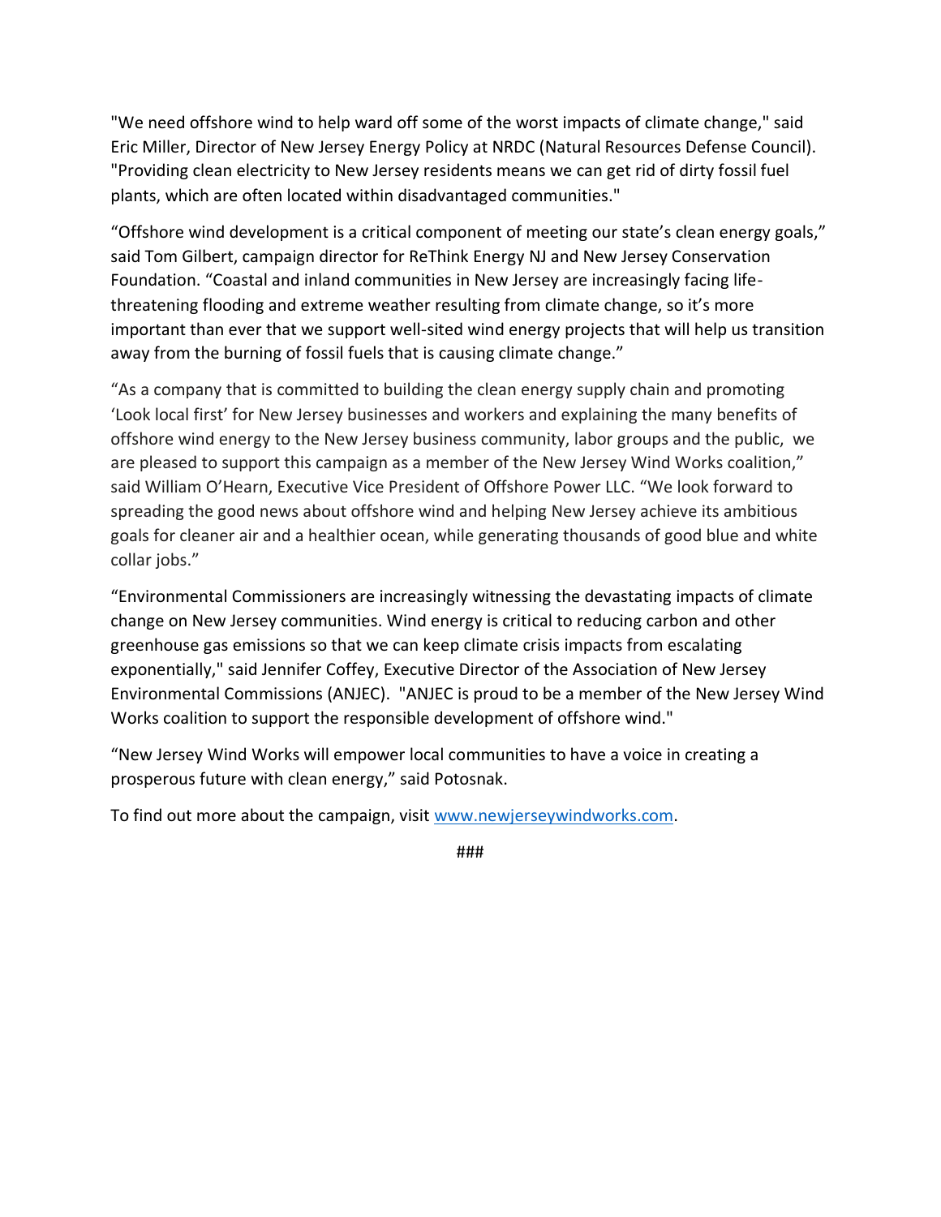"We need offshore wind to help ward off some of the worst impacts of climate change," said Eric Miller, Director of New Jersey Energy Policy at NRDC (Natural Resources Defense Council). "Providing clean electricity to New Jersey residents means we can get rid of dirty fossil fuel plants, which are often located within disadvantaged communities."

“Offshore wind development is a critical component of meeting our state’s clean energy goals,” said Tom Gilbert, campaign director for ReThink Energy NJ and New Jersey Conservation Foundation. “Coastal and inland communities in New Jersey are increasingly facing life-threatening flooding and extreme weather resulting from climate change, so it’s more important than ever that we support well-sited wind energy projects that will help us transition away from the burning of fossil fuels that is causing climate change.”

“As a company that is committed to building the clean energy supply chain and promoting ‘Look local first’ for New Jersey businesses and workers and explaining the many benefits of offshore wind energy to the New Jersey business community, labor groups and the public, we are pleased to support this campaign as a member of the New Jersey Wind Works coalition,” said William O’Hearn, Executive Vice President of Offshore Power LLC. “We look forward to spreading the good news about offshore wind and helping New Jersey achieve its ambitious goals for cleaner air and a healthier ocean, while generating thousands of good blue and white collar jobs.”

“Environmental Commissioners are increasingly witnessing the devastating impacts of climate change on New Jersey communities. Wind energy is critical to reducing carbon and other greenhouse gas emissions so that we can keep climate crisis impacts from escalating exponentially," said Jennifer Coffey, Executive Director of the Association of New Jersey Environmental Commissions (ANJEC). "ANJEC is proud to be a member of the New Jersey Wind Works coalition to support the responsible development of offshore wind."

“New Jersey Wind Works will empower local communities to have a voice in creating a prosperous future with clean energy,” said Potosnak.

To find out more about the campaign, visit [www.newjerseywindworks.com](www.newjerseywindworks.com).

###